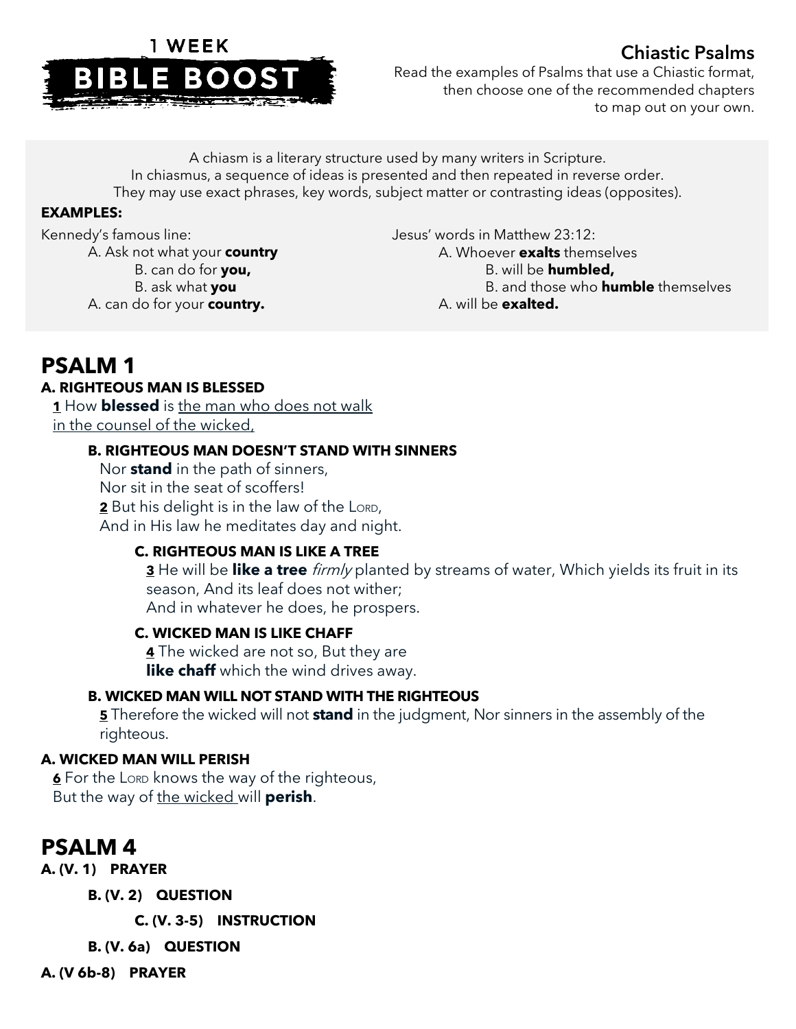# 1 WEEK BIBLE BOOST

## Chiastic Psalms

Read the examples of Psalms that use a Chiastic format, then choose one of the recommended chapters to map out on your own.

A chiasm is a literary structure used by many writers in Scripture.
In chiasmus, a sequence of ideas is presented and then repeated in reverse order.
They may use exact phrases, key words, subject matter or contrasting ideas (opposites).

**EXAMPLES:**

Kennedy's famous line:

- A. Ask not what your **country**
  - B. can do for **you,**
  - B. ask what **you**
- A. can do for your **country.**

Jesus' words in Matthew 23:12:

- A. Whoever **exalts** themselves
  - B. will be **humbled,**
  - B. and those who **humble** themselves
- A. will be **exalted.**

# PSALM 1

**A. RIGHTEOUS MAN IS BLESSED**

**1** How **blessed** is <u>the man who does not walk in the counsel of the wicked,</u>

> **B. RIGHTEOUS MAN DOESN'T STAND WITH SINNERS**
>
> Nor **stand** in the path of sinners,
> Nor sit in the seat of scoffers!
> **2** But his delight is in the law of the LORD,
> And in His law he meditates day and night.
>
> > **C. RIGHTEOUS MAN IS LIKE A TREE**
> >
> > **3** He will be **like a tree** *firmly* planted by streams of water, Which yields its fruit in its season, And its leaf does not wither;
> > And in whatever he does, he prospers.
> >
> > **C. WICKED MAN IS LIKE CHAFF**
> >
> > **4** The wicked are not so, But they are
> > **like chaff** which the wind drives away.
>
> **B. WICKED MAN WILL NOT STAND WITH THE RIGHTEOUS**
>
> **5** Therefore the wicked will not **stand** in the judgment, Nor sinners in the assembly of the righteous.

**A. WICKED MAN WILL PERISH**

**6** For the LORD knows the way of the righteous,
But the way of <u>the wicked</u> will **perish**.

# PSALM 4

**A. (V. 1) PRAYER**

- **B. (V. 2) QUESTION**
  - **C. (V. 3-5) INSTRUCTION**
- **B. (V. 6a) QUESTION**

**A. (V 6b-8) PRAYER**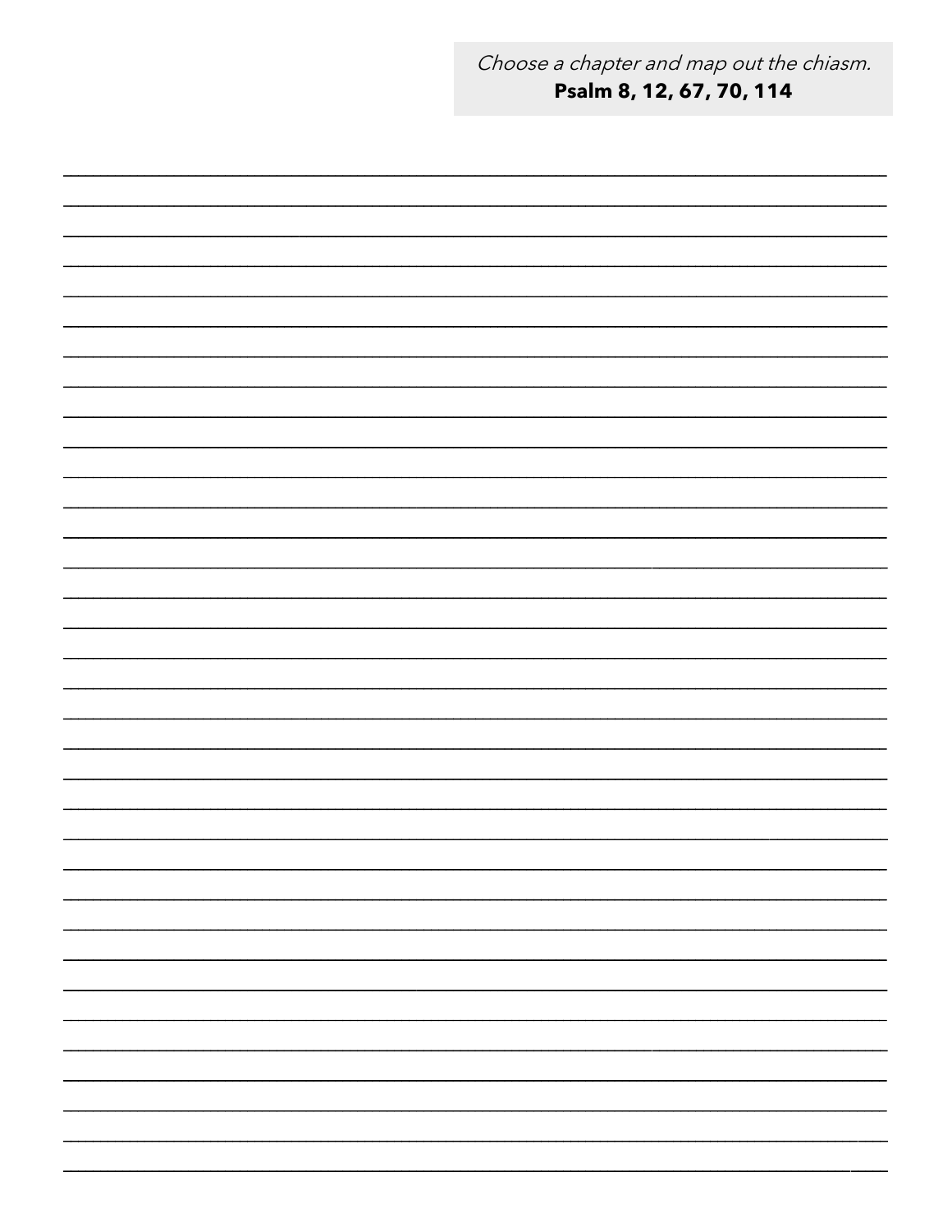*Choose a chapter and map out the chiasm.*
**Psalm 8, 12, 67, 70, 114**